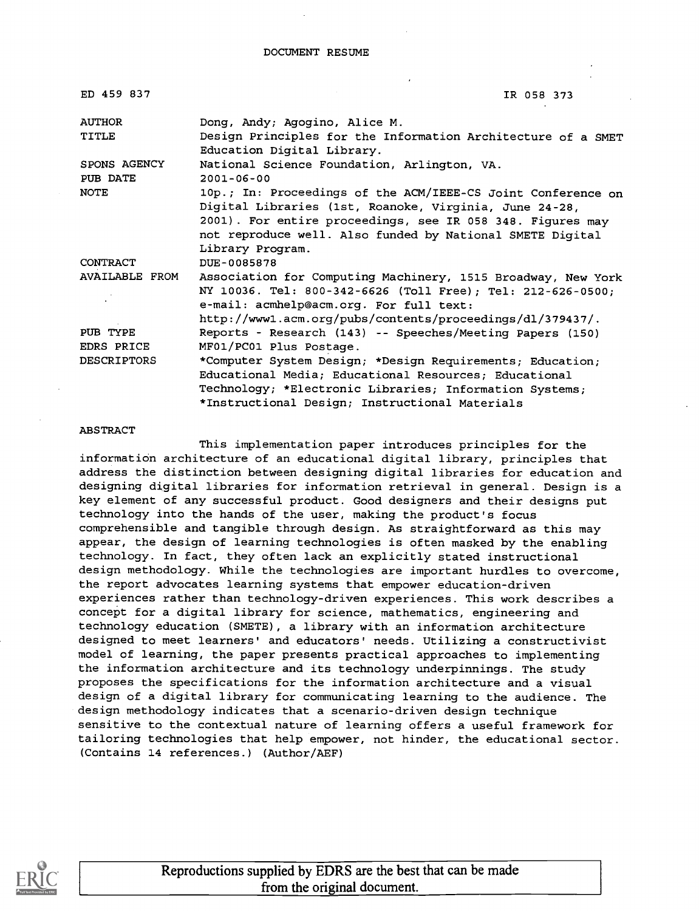DOCUMENT RESUME

| | |
|---|---|
| ED 459 837 | IR 058 373 |
| AUTHOR | Dong, Andy; Agogino, Alice M. |
| TITLE | Design Principles for the Information Architecture of a SMET Education Digital Library. |
| SPONS AGENCY | National Science Foundation, Arlington, VA. |
| PUB DATE | 2001-06-00 |
| NOTE | 10p.; In: Proceedings of the ACM/IEEE-CS Joint Conference on Digital Libraries (1st, Roanoke, Virginia, June 24-28, 2001). For entire proceedings, see IR 058 348. Figures may not reproduce well. Also funded by National SMETE Digital Library Program. |
| CONTRACT | DUE-0085878 |
| AVAILABLE FROM | Association for Computing Machinery, 1515 Broadway, New York NY 10036. Tel: 800-342-6626 (Toll Free); Tel: 212-626-0500; e-mail: acmhelp@acm.org. For full text: http://www1.acm.org/pubs/contents/proceedings/dl/379437/. |
| PUB TYPE | Reports - Research (143) -- Speeches/Meeting Papers (150) |
| EDRS PRICE | MF01/PC01 Plus Postage. |
| DESCRIPTORS | *Computer System Design; *Design Requirements; Education; Educational Media; Educational Resources; Educational Technology; *Electronic Libraries; Information Systems; *Instructional Design; Instructional Materials |

ABSTRACT

This implementation paper introduces principles for the information architecture of an educational digital library, principles that address the distinction between designing digital libraries for education and designing digital libraries for information retrieval in general. Design is a key element of any successful product. Good designers and their designs put technology into the hands of the user, making the product's focus comprehensible and tangible through design. As straightforward as this may appear, the design of learning technologies is often masked by the enabling technology. In fact, they often lack an explicitly stated instructional design methodology. While the technologies are important hurdles to overcome, the report advocates learning systems that empower education-driven experiences rather than technology-driven experiences. This work describes a concept for a digital library for science, mathematics, engineering and technology education (SMETE), a library with an information architecture designed to meet learners' and educators' needs. Utilizing a constructivist model of learning, the paper presents practical approaches to implementing the information architecture and its technology underpinnings. The study proposes the specifications for the information architecture and a visual design of a digital library for communicating learning to the audience. The design methodology indicates that a scenario-driven design technique sensitive to the contextual nature of learning offers a useful framework for tailoring technologies that help empower, not hinder, the educational sector. (Contains 14 references.) (Author/AEF)

Reproductions supplied by EDRS are the best that can be made from the original document.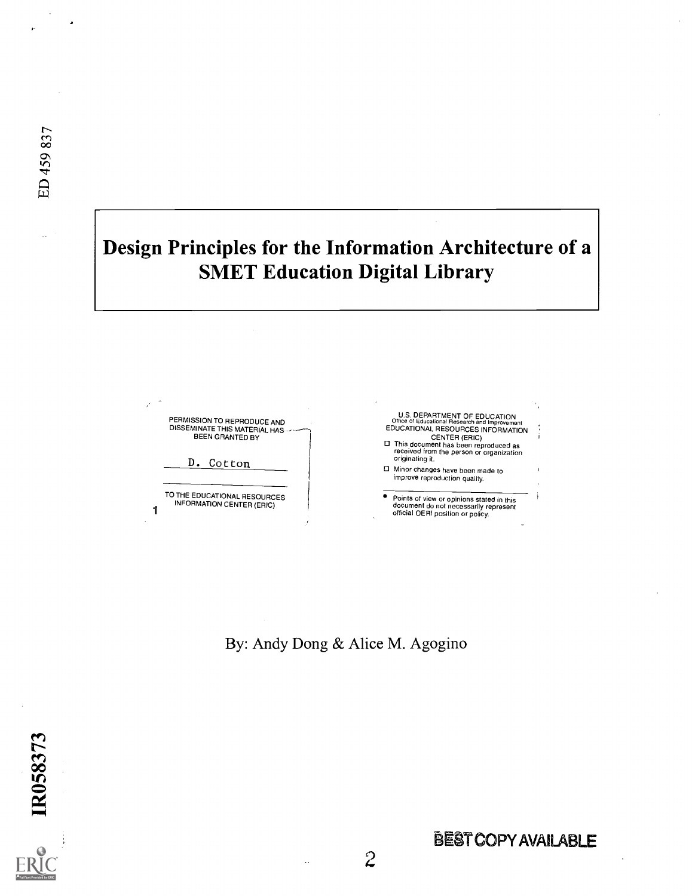ED 459 837

# Design Principles for the Information Architecture of a SMET Education Digital Library

PERMISSION TO REPRODUCE AND DISSEMINATE THIS MATERIAL HAS BEEN GRANTED BY

D. Cotton

TO THE EDUCATIONAL RESOURCES INFORMATION CENTER (ERIC)

1

U.S. DEPARTMENT OF EDUCATION
Office of Educational Research and Improvement
EDUCATIONAL RESOURCES INFORMATION CENTER (ERIC)

- This document has been reproduced as received from the person or organization originating it.
- Minor changes have been made to improve reproduction quality.

- Points of view or opinions stated in this document do not necessarily represent official OERI position or policy.

By: Andy Dong & Alice M. Agogino

IR058373

BEST COPY AVAILABLE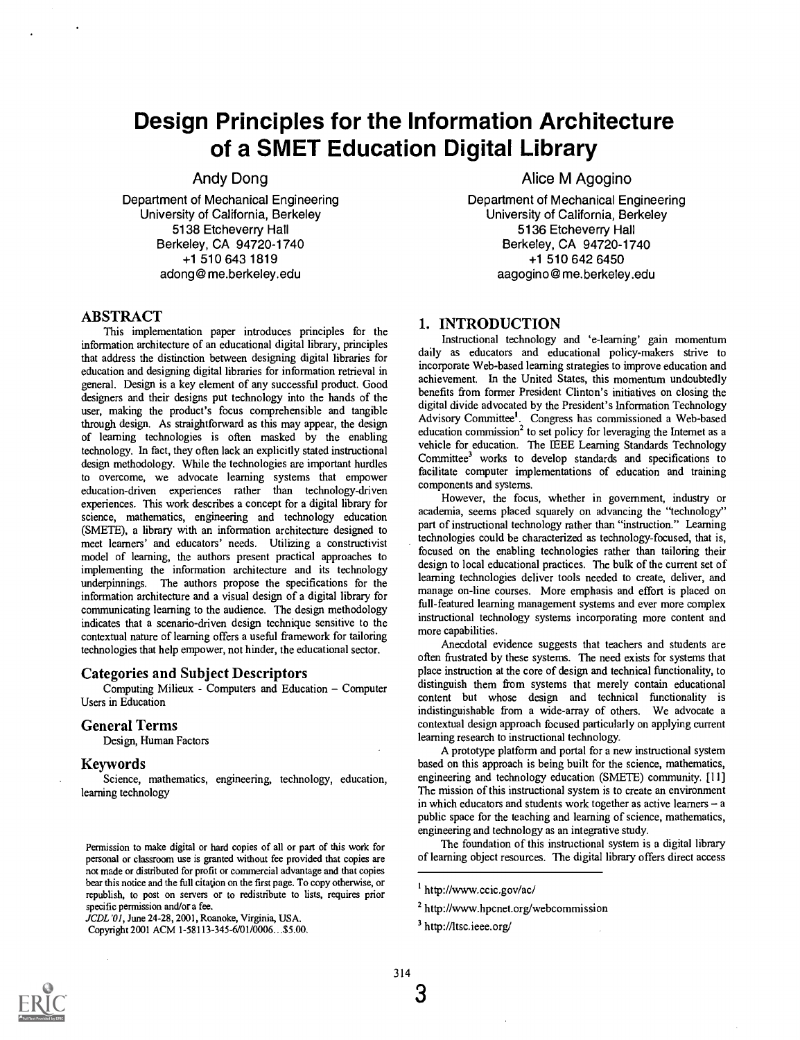# Design Principles for the Information Architecture of a SMET Education Digital Library

Andy Dong

Department of Mechanical Engineering
University of California, Berkeley
5138 Etcheverry Hall
Berkeley, CA 94720-1740
+1 510 643 1819
adong@me.berkeley.edu

Alice M Agogino

Department of Mechanical Engineering
University of California, Berkeley
5136 Etcheverry Hall
Berkeley, CA 94720-1740
+1 510 642 6450
aagogino@me.berkeley.edu

## ABSTRACT

This implementation paper introduces principles for the information architecture of an educational digital library, principles that address the distinction between designing digital libraries for education and designing digital libraries for information retrieval in general. Design is a key element of any successful product. Good designers and their designs put technology into the hands of the user, making the product's focus comprehensible and tangible through design. As straightforward as this may appear, the design of learning technologies is often masked by the enabling technology. In fact, they often lack an explicitly stated instructional design methodology. While the technologies are important hurdles to overcome, we advocate learning systems that empower education-driven experiences rather than technology-driven experiences. This work describes a concept for a digital library for science, mathematics, engineering and technology education (SMETE), a library with an information architecture designed to meet learners' and educators' needs. Utilizing a constructivist model of learning, the authors present practical approaches to implementing the information architecture and its technology underpinnings. The authors propose the specifications for the information architecture and a visual design of a digital library for communicating learning to the audience. The design methodology indicates that a scenario-driven design technique sensitive to the contextual nature of learning offers a useful framework for tailoring technologies that help empower, not hinder, the educational sector.

### Categories and Subject Descriptors

Computing Milieux - Computers and Education – Computer Users in Education

### General Terms

Design, Human Factors

### Keywords

Science, mathematics, engineering, technology, education, learning technology

Permission to make digital or hard copies of all or part of this work for personal or classroom use is granted without fee provided that copies are not made or distributed for profit or commercial advantage and that copies bear this notice and the full citation on the first page. To copy otherwise, or republish, to post on servers or to redistribute to lists, requires prior specific permission and/or a fee.
*JCDL '01*, June 24-28, 2001, Roanoke, Virginia, USA.
Copyright 2001 ACM 1-58113-345-6/01/0006...$5.00.

## 1. INTRODUCTION

Instructional technology and 'e-learning' gain momentum daily as educators and educational policy-makers strive to incorporate Web-based learning strategies to improve education and achievement. In the United States, this momentum undoubtedly benefits from former President Clinton's initiatives on closing the digital divide advocated by the President's Information Technology Advisory Committee[1]. Congress has commissioned a Web-based education commission[2] to set policy for leveraging the Internet as a vehicle for education. The IEEE Learning Standards Technology Committee[3] works to develop standards and specifications to facilitate computer implementations of education and training components and systems.

However, the focus, whether in government, industry or academia, seems placed squarely on advancing the "technology" part of instructional technology rather than "instruction." Learning technologies could be characterized as technology-focused, that is, focused on the enabling technologies rather than tailoring their design to local educational practices. The bulk of the current set of learning technologies deliver tools needed to create, deliver, and manage on-line courses. More emphasis and effort is placed on full-featured learning management systems and ever more complex instructional technology systems incorporating more content and more capabilities.

Anecdotal evidence suggests that teachers and students are often frustrated by these systems. The need exists for systems that place instruction at the core of design and technical functionality, to distinguish them from systems that merely contain educational content but whose design and technical functionality is indistinguishable from a wide-array of others. We advocate a contextual design approach focused particularly on applying current learning research to instructional technology.

A prototype platform and portal for a new instructional system based on this approach is being built for the science, mathematics, engineering and technology education (SMETE) community. [11] The mission of this instructional system is to create an environment in which educators and students work together as active learners – a public space for the teaching and learning of science, mathematics, engineering and technology as an integrative study.

The foundation of this instructional system is a digital library of learning object resources. The digital library offers direct access

[1] http://www.ccic.gov/ac/

[2] http://www.hpcnet.org/webcommission

[3] http://ltsc.ieee.org/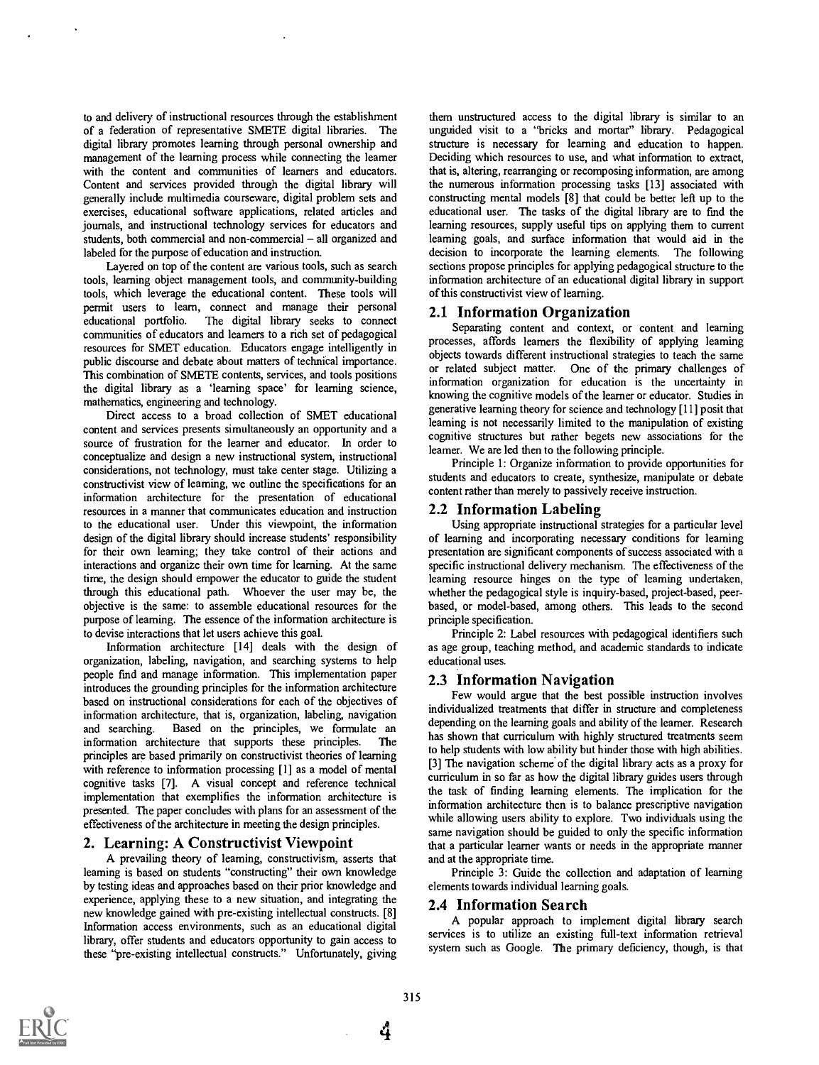to and delivery of instructional resources through the establishment of a federation of representative SMETE digital libraries. The digital library promotes learning through personal ownership and management of the learning process while connecting the learner with the content and communities of learners and educators. Content and services provided through the digital library will generally include multimedia courseware, digital problem sets and exercises, educational software applications, related articles and journals, and instructional technology services for educators and students, both commercial and non-commercial – all organized and labeled for the purpose of education and instruction.

Layered on top of the content are various tools, such as search tools, learning object management tools, and community-building tools, which leverage the educational content. These tools will permit users to learn, connect and manage their personal educational portfolio. The digital library seeks to connect communities of educators and learners to a rich set of pedagogical resources for SMET education. Educators engage intelligently in public discourse and debate about matters of technical importance. This combination of SMETE contents, services, and tools positions the digital library as a 'learning space' for learning science, mathematics, engineering and technology.

Direct access to a broad collection of SMET educational content and services presents simultaneously an opportunity and a source of frustration for the learner and educator. In order to conceptualize and design a new instructional system, instructional considerations, not technology, must take center stage. Utilizing a constructivist view of learning, we outline the specifications for an information architecture for the presentation of educational resources in a manner that communicates education and instruction to the educational user. Under this viewpoint, the information design of the digital library should increase students' responsibility for their own learning; they take control of their actions and interactions and organize their own time for learning. At the same time, the design should empower the educator to guide the student through this educational path. Whoever the user may be, the objective is the same: to assemble educational resources for the purpose of learning. The essence of the information architecture is to devise interactions that let users achieve this goal.

Information architecture [14] deals with the design of organization, labeling, navigation, and searching systems to help people find and manage information. This implementation paper introduces the grounding principles for the information architecture based on instructional considerations for each of the objectives of information architecture, that is, organization, labeling, navigation and searching. Based on the principles, we formulate an information architecture that supports these principles. The principles are based primarily on constructivist theories of learning with reference to information processing [1] as a model of mental cognitive tasks [7]. A visual concept and reference technical implementation that exemplifies the information architecture is presented. The paper concludes with plans for an assessment of the effectiveness of the architecture in meeting the design principles.

## 2. Learning: A Constructivist Viewpoint

A prevailing theory of learning, constructivism, asserts that learning is based on students "constructing" their own knowledge by testing ideas and approaches based on their prior knowledge and experience, applying these to a new situation, and integrating the new knowledge gained with pre-existing intellectual constructs. [8] Information access environments, such as an educational digital library, offer students and educators opportunity to gain access to these "pre-existing intellectual constructs." Unfortunately, giving them unstructured access to the digital library is similar to an unguided visit to a "bricks and mortar" library. Pedagogical structure is necessary for learning and education to happen. Deciding which resources to use, and what information to extract, that is, altering, rearranging or recomposing information, are among the numerous information processing tasks [13] associated with constructing mental models [8] that could be better left up to the educational user. The tasks of the digital library are to find the learning resources, supply useful tips on applying them to current learning goals, and surface information that would aid in the decision to incorporate the learning elements. The following sections propose principles for applying pedagogical structure to the information architecture of an educational digital library in support of this constructivist view of learning.

### 2.1 Information Organization

Separating content and context, or content and learning processes, affords learners the flexibility of applying learning objects towards different instructional strategies to teach the same or related subject matter. One of the primary challenges of information organization for education is the uncertainty in knowing the cognitive models of the learner or educator. Studies in generative learning theory for science and technology [11] posit that learning is not necessarily limited to the manipulation of existing cognitive structures but rather begets new associations for the learner. We are led then to the following principle.

Principle 1: Organize information to provide opportunities for students and educators to create, synthesize, manipulate or debate content rather than merely to passively receive instruction.

### 2.2 Information Labeling

Using appropriate instructional strategies for a particular level of learning and incorporating necessary conditions for learning presentation are significant components of success associated with a specific instructional delivery mechanism. The effectiveness of the learning resource hinges on the type of learning undertaken, whether the pedagogical style is inquiry-based, project-based, peer-based, or model-based, among others. This leads to the second principle specification.

Principle 2: Label resources with pedagogical identifiers such as age group, teaching method, and academic standards to indicate educational uses.

### 2.3 Information Navigation

Few would argue that the best possible instruction involves individualized treatments that differ in structure and completeness depending on the learning goals and ability of the learner. Research has shown that curriculum with highly structured treatments seem to help students with low ability but hinder those with high abilities. [3] The navigation scheme of the digital library acts as a proxy for curriculum in so far as how the digital library guides users through the task of finding learning elements. The implication for the information architecture then is to balance prescriptive navigation while allowing users ability to explore. Two individuals using the same navigation should be guided to only the specific information that a particular learner wants or needs in the appropriate manner and at the appropriate time.

Principle 3: Guide the collection and adaptation of learning elements towards individual learning goals.

### 2.4 Information Search

A popular approach to implement digital library search services is to utilize an existing full-text information retrieval system such as Google. The primary deficiency, though, is that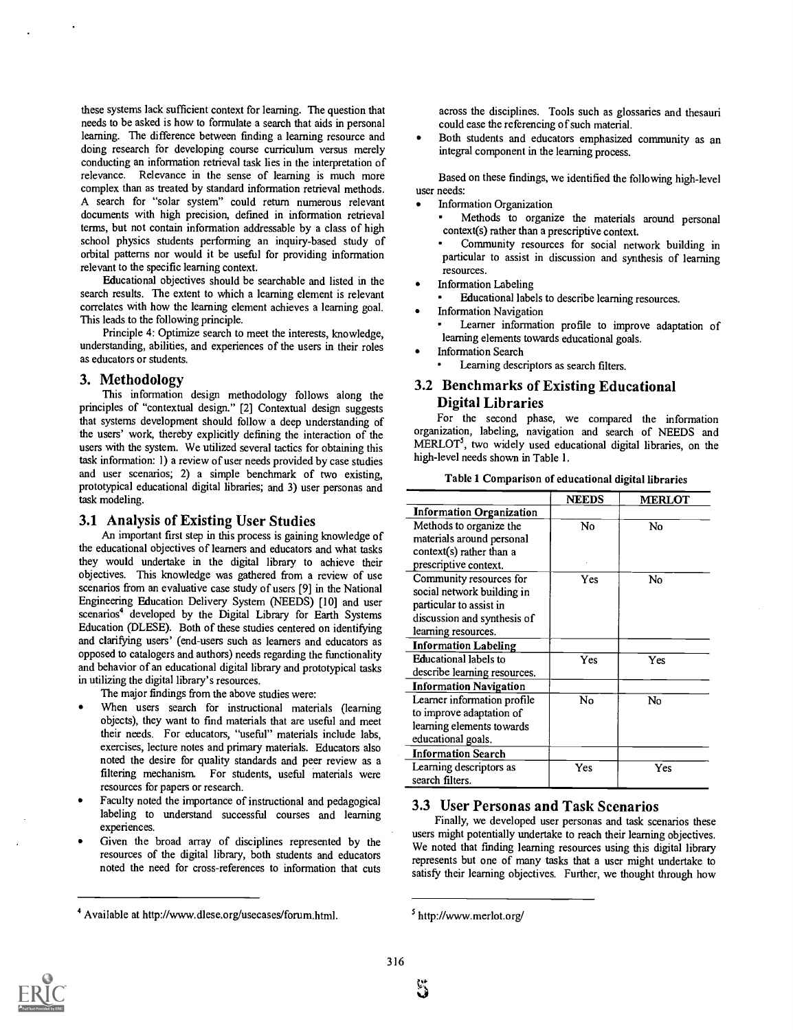these systems lack sufficient context for learning. The question that needs to be asked is how to formulate a search that aids in personal learning. The difference between finding a learning resource and doing research for developing course curriculum versus merely conducting an information retrieval task lies in the interpretation of relevance. Relevance in the sense of learning is much more complex than as treated by standard information retrieval methods. A search for "solar system" could return numerous relevant documents with high precision, defined in information retrieval terms, but not contain information addressable by a class of high school physics students performing an inquiry-based study of orbital patterns nor would it be useful for providing information relevant to the specific learning context.

Educational objectives should be searchable and listed in the search results. The extent to which a learning element is relevant correlates with how the learning element achieves a learning goal. This leads to the following principle.

Principle 4: Optimize search to meet the interests, knowledge, understanding, abilities, and experiences of the users in their roles as educators or students.

## 3. Methodology

This information design methodology follows along the principles of "contextual design." [2] Contextual design suggests that systems development should follow a deep understanding of the users' work, thereby explicitly defining the interaction of the users with the system. We utilized several tactics for obtaining this task information: 1) a review of user needs provided by case studies and user scenarios; 2) a simple benchmark of two existing, prototypical educational digital libraries; and 3) user personas and task modeling.

### 3.1 Analysis of Existing User Studies

An important first step in this process is gaining knowledge of the educational objectives of learners and educators and what tasks they would undertake in the digital library to achieve their objectives. This knowledge was gathered from a review of use scenarios from an evaluative case study of users [9] in the National Engineering Education Delivery System (NEEDS) [10] and user scenarios[4] developed by the Digital Library for Earth Systems Education (DLESE). Both of these studies centered on identifying and clarifying users' (end-users such as learners and educators as opposed to catalogers and authors) needs regarding the functionality and behavior of an educational digital library and prototypical tasks in utilizing the digital library's resources.

The major findings from the above studies were:

- When users search for instructional materials (learning objects), they want to find materials that are useful and meet their needs. For educators, "useful" materials include labs, exercises, lecture notes and primary materials. Educators also noted the desire for quality standards and peer review as a filtering mechanism. For students, useful materials were resources for papers or research.
- Faculty noted the importance of instructional and pedagogical labeling to understand successful courses and learning experiences.
- Given the broad array of disciplines represented by the resources of the digital library, both students and educators noted the need for cross-references to information that cuts across the disciplines. Tools such as glossaries and thesauri could ease the referencing of such material.
- Both students and educators emphasized community as an integral component in the learning process.

Based on these findings, we identified the following high-level user needs:

- Information Organization
  - Methods to organize the materials around personal context(s) rather than a prescriptive context.
  - Community resources for social network building in particular to assist in discussion and synthesis of learning resources.
- Information Labeling
  - Educational labels to describe learning resources.
- Information Navigation
  - Learner information profile to improve adaptation of learning elements towards educational goals.
- Information Search
  - Learning descriptors as search filters.

### 3.2 Benchmarks of Existing Educational Digital Libraries

For the second phase, we compared the information organization, labeling, navigation and search of NEEDS and MERLOT[5], two widely used educational digital libraries, on the high-level needs shown in Table 1.

**Table 1 Comparison of educational digital libraries**

| | NEEDS | MERLOT |
|---|---|---|
| **Information Organization** | | |
| Methods to organize the materials around personal context(s) rather than a prescriptive context. | No | No |
| Community resources for social network building in particular to assist in discussion and synthesis of learning resources. | Yes | No |
| **Information Labeling** | | |
| Educational labels to describe learning resources. | Yes | Yes |
| **Information Navigation** | | |
| Learner information profile to improve adaptation of learning elements towards educational goals. | No | No |
| **Information Search** | | |
| Learning descriptors as search filters. | Yes | Yes |

### 3.3 User Personas and Task Scenarios

Finally, we developed user personas and task scenarios these users might potentially undertake to reach their learning objectives. We noted that finding learning resources using this digital library represents but one of many tasks that a user might undertake to satisfy their learning objectives. Further, we thought through how

[4] Available at http://www.dlese.org/usecases/forum.html.

[5] http://www.merlot.org/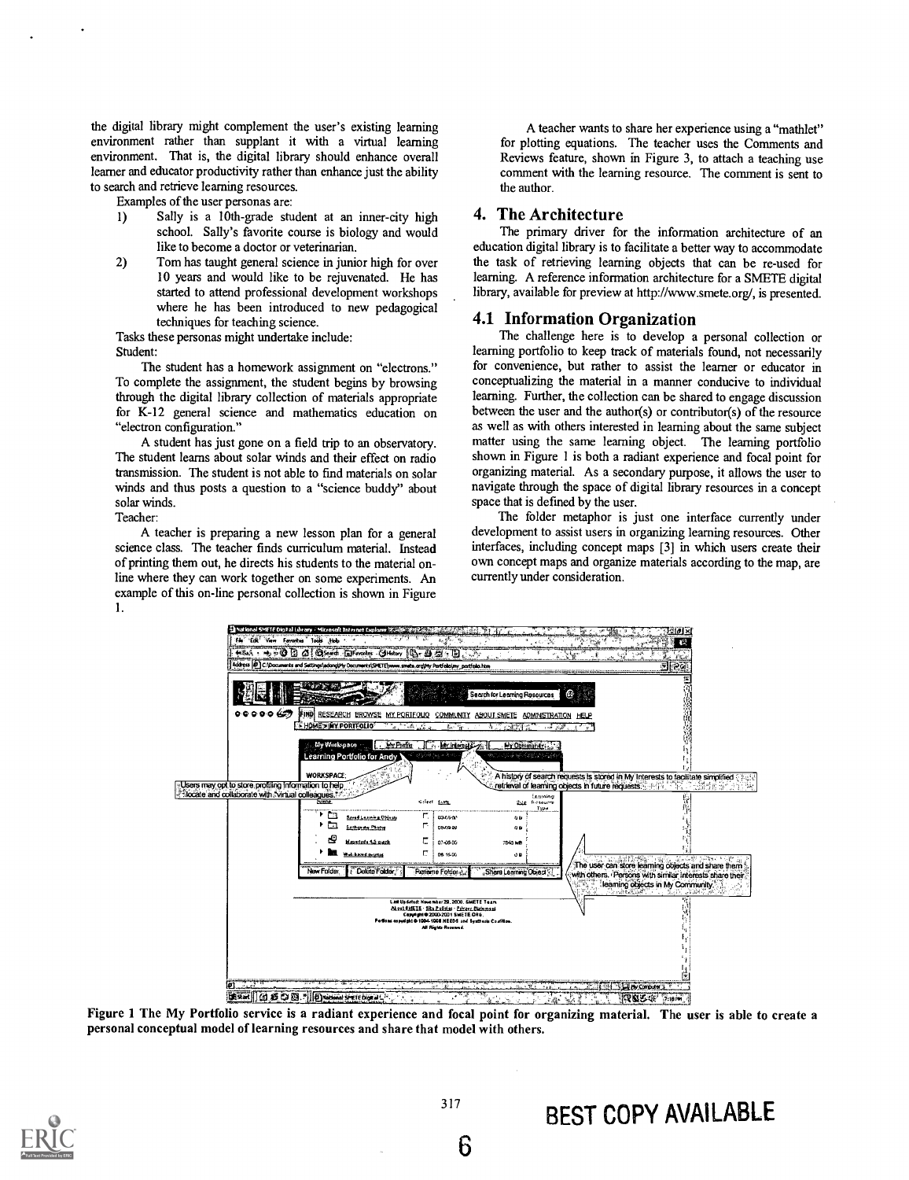the digital library might complement the user's existing learning environment rather than supplant it with a virtual learning environment. That is, the digital library should enhance overall learner and educator productivity rather than enhance just the ability to search and retrieve learning resources.

Examples of the user personas are:

1) Sally is a 10th-grade student at an inner-city high school. Sally's favorite course is biology and would like to become a doctor or veterinarian.
2) Tom has taught general science in junior high for over 10 years and would like to be rejuvenated. He has started to attend professional development workshops where he has been introduced to new pedagogical techniques for teaching science.

Tasks these personas might undertake include:

Student:

The student has a homework assignment on "electrons." To complete the assignment, the student begins by browsing through the digital library collection of materials appropriate for K-12 general science and mathematics education on "electron configuration."

A student has just gone on a field trip to an observatory. The student learns about solar winds and their effect on radio transmission. The student is not able to find materials on solar winds and thus posts a question to a "science buddy" about solar winds.

Teacher:

A teacher is preparing a new lesson plan for a general science class. The teacher finds curriculum material. Instead of printing them out, he directs his students to the material on-line where they can work together on some experiments. An example of this on-line personal collection is shown in Figure 1.

A teacher wants to share her experience using a "mathlet" for plotting equations. The teacher uses the Comments and Reviews feature, shown in Figure 3, to attach a teaching use comment with the learning resource. The comment is sent to the author.

## 4. The Architecture

The primary driver for the information architecture of an education digital library is to facilitate a better way to accommodate the task of retrieving learning objects that can be re-used for learning. A reference information architecture for a SMETE digital library, available for preview at http://www.smete.org/, is presented.

### 4.1 Information Organization

The challenge here is to develop a personal collection or learning portfolio to keep track of materials found, not necessarily for convenience, but rather to assist the learner or educator in conceptualizing the material in a manner conducive to individual learning. Further, the collection can be shared to engage discussion between the user and the author(s) or contributor(s) of the resource as well as with others interested in learning about the same subject matter using the same learning object. The learning portfolio shown in Figure 1 is both a radiant experience and focal point for organizing material. As a secondary purpose, it allows the user to navigate through the space of digital library resources in a concept space that is defined by the user.

The folder metaphor is just one interface currently under development to assist users in organizing learning resources. Other interfaces, including concept maps [3] in which users create their own concept maps and organize materials according to the map, are currently under consideration.

**Figure 1 The My Portfolio service is a radiant experience and focal point for organizing material. The user is able to create a personal conceptual model of learning resources and share that model with others.**

BEST COPY AVAILABLE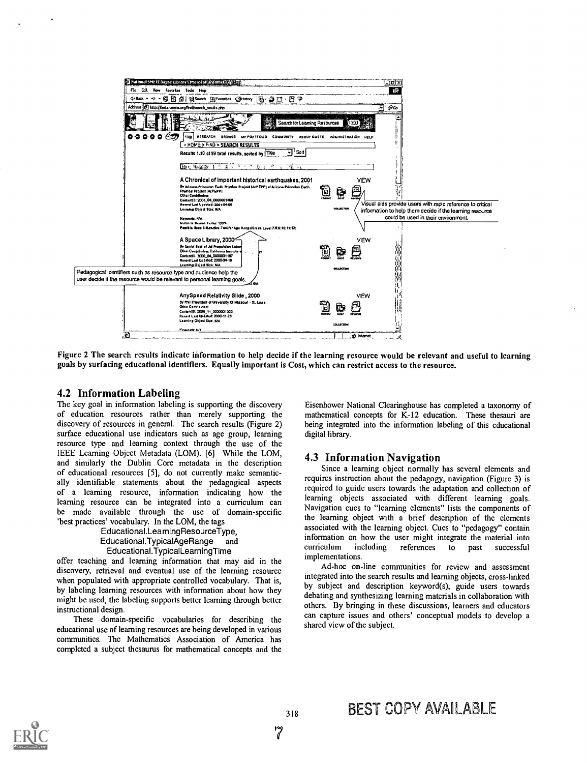Figure 2 The search results indicate information to help decide if the learning resource would be relevant and useful to learning goals by surfacing educational identifiers. Equally important is Cost, which can restrict access to the resource.

## 4.2 Information Labeling

The key goal in information labeling is supporting the discovery of education resources rather than merely supporting the discovery of resources in general. The search results (Figure 2) surface educational use indicators such as age group, learning resource type and learning context through the use of the IEEE Learning Object Metadata (LOM). [6] While the LOM, and similarly the Dublin Core metadata in the description of educational resources [5], do not currently make semantically identifiable statements about the pedagogical aspects of a learning resource, information indicating how the learning resource can be integrated into a curriculum can be made available through the use of domain-specific 'best practices' vocabulary. In the LOM, the tags

Educational.LearningResourceType,
Educational.TypicalAgeRange and
Educational.TypicalLearningTime

offer teaching and learning information that may aid in the discovery, retrieval and eventual use of the learning resource when populated with appropriate controlled vocabulary. That is, by labeling learning resources with information about how they might be used, the labeling supports better learning through better instructional design.

These domain-specific vocabularies for describing the educational use of learning resources are being developed in various communities. The Mathematics Association of America has completed a subject thesaurus for mathematical concepts and the Eisenhower National Clearinghouse has completed a taxonomy of mathematical concepts for K-12 education. These thesauri are being integrated into the information labeling of this educational digital library.

## 4.3 Information Navigation

Since a learning object normally has several elements and requires instruction about the pedagogy, navigation (Figure 3) is required to guide users towards the adaptation and collection of learning objects associated with different learning goals. Navigation cues to "learning elements" lists the components of the learning object with a brief description of the elements associated with the learning object. Cues to "pedagogy" contain information on how the user might integrate the material into curriculum including references to past successful implementations.

Ad-hoc on-line communities for review and assessment integrated into the search results and learning objects, cross-linked by subject and description keyword(s), guide users towards debating and synthesizing learning materials in collaboration with others. By bringing in these discussions, learners and educators can capture issues and others' conceptual models to develop a shared view of the subject.

BEST COPY AVAILABLE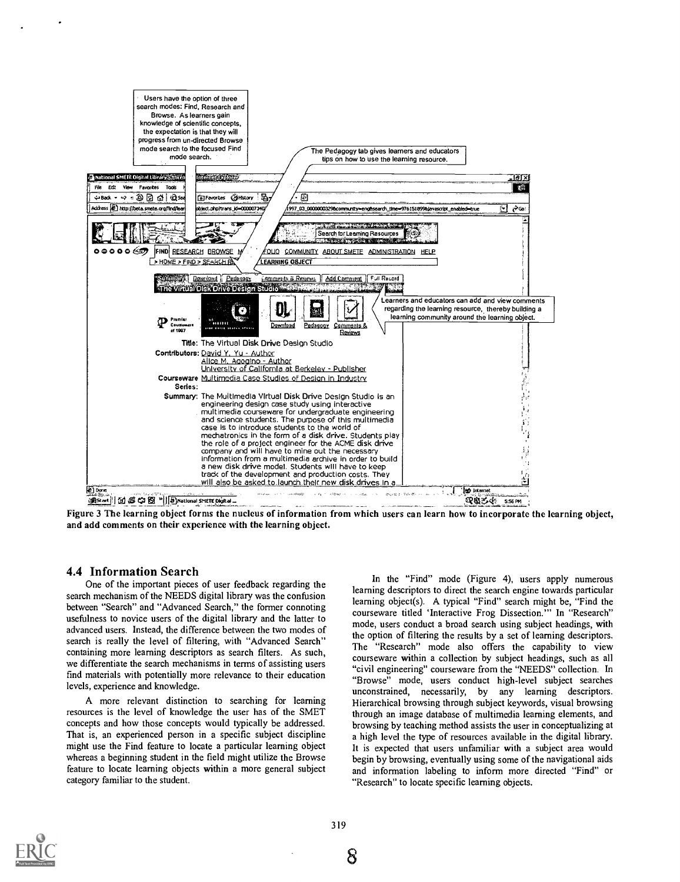Users have the option of three search modes: Find, Research and Browse. As learners gain knowledge of scientific concepts, the expectation is that they will progress from un-directed Browse mode search to the focused Find mode search.

The Pedagogy tab gives learners and educators tips on how to use the learning resource.

Learners and educators can add and view comments regarding the learning resource, thereby building a learning community around the learning object.

Figure 3 The learning object forms the nucleus of information from which users can learn how to incorporate the learning object, and add comments on their experience with the learning object.

## 4.4 Information Search

One of the important pieces of user feedback regarding the search mechanism of the NEEDS digital library was the confusion between "Search" and "Advanced Search," the former connoting usefulness to novice users of the digital library and the latter to advanced users. Instead, the difference between the two modes of search is really the level of filtering, with "Advanced Search" containing more learning descriptors as search filters. As such, we differentiate the search mechanisms in terms of assisting users find materials with potentially more relevance to their education levels, experience and knowledge.

A more relevant distinction to searching for learning resources is the level of knowledge the user has of the SMET concepts and how those concepts would typically be addressed. That is, an experienced person in a specific subject discipline might use the Find feature to locate a particular learning object whereas a beginning student in the field might utilize the Browse feature to locate learning objects within a more general subject category familiar to the student.

In the "Find" mode (Figure 4), users apply numerous learning descriptors to direct the search engine towards particular learning object(s). A typical "Find" search might be, "Find the courseware titled 'Interactive Frog Dissection.'" In "Research" mode, users conduct a broad search using subject headings, with the option of filtering the results by a set of learning descriptors. The "Research" mode also offers the capability to view courseware within a collection by subject headings, such as all "civil engineering" courseware from the "NEEDS" collection. In "Browse" mode, users conduct high-level subject searches unconstrained, necessarily, by any learning descriptors. Hierarchical browsing through subject keywords, visual browsing through an image database of multimedia learning elements, and browsing by teaching method assists the user in conceptualizing at a high level the type of resources available in the digital library. It is expected that users unfamiliar with a subject area would begin by browsing, eventually using some of the navigational aids and information labeling to inform more directed "Find" or "Research" to locate specific learning objects.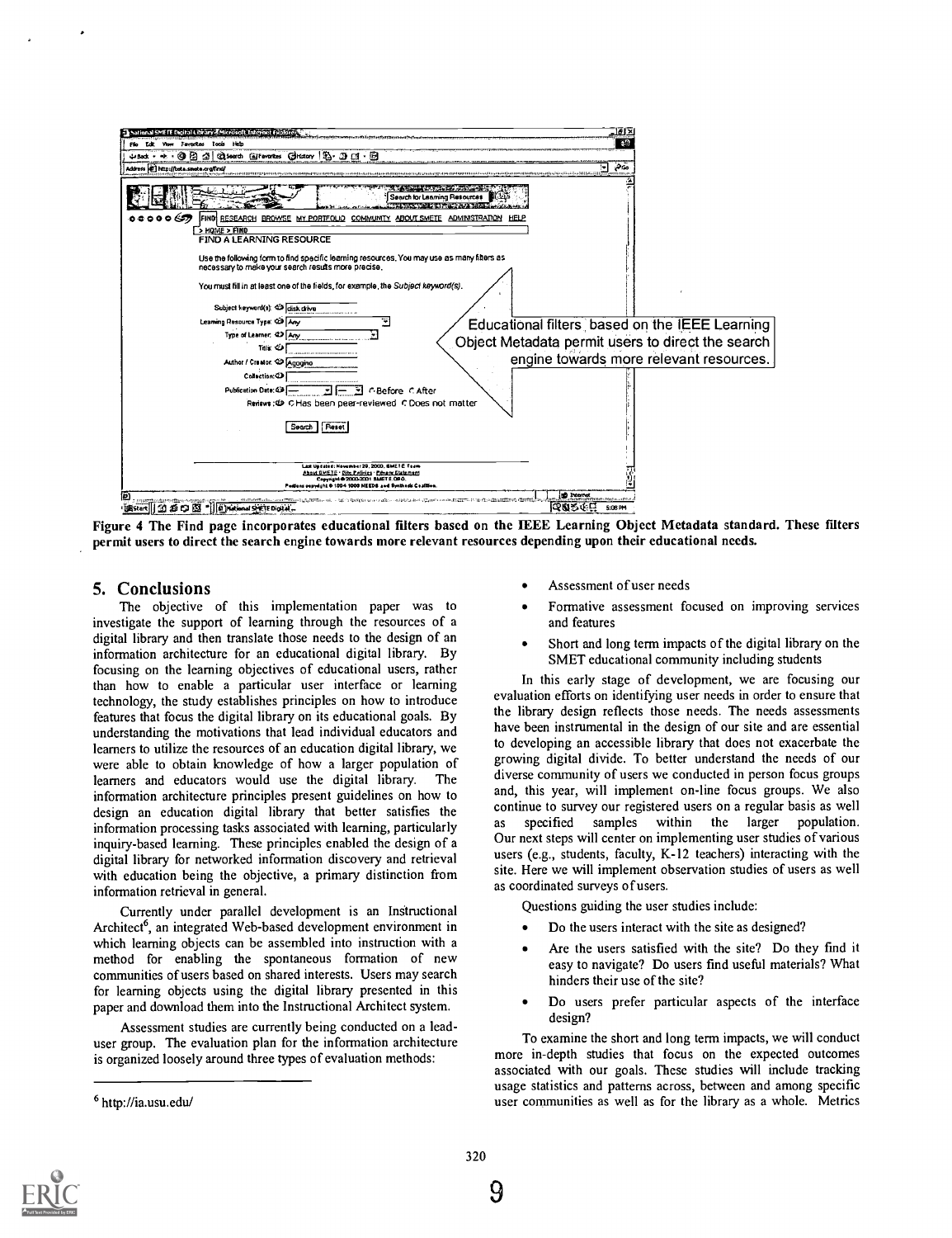Educational filters based on the IEEE Learning Object Metadata permit users to direct the search engine towards more relevant resources.

Figure 4 The Find page incorporates educational filters based on the IEEE Learning Object Metadata standard. These filters permit users to direct the search engine towards more relevant resources depending upon their educational needs.

## 5. Conclusions

The objective of this implementation paper was to investigate the support of learning through the resources of a digital library and then translate those needs to the design of an information architecture for an educational digital library. By focusing on the learning objectives of educational users, rather than how to enable a particular user interface or learning technology, the study establishes principles on how to introduce features that focus the digital library on its educational goals. By understanding the motivations that lead individual educators and learners to utilize the resources of an education digital library, we were able to obtain knowledge of how a larger population of learners and educators would use the digital library. The information architecture principles present guidelines on how to design an education digital library that better satisfies the information processing tasks associated with learning, particularly inquiry-based learning. These principles enabled the design of a digital library for networked information discovery and retrieval with education being the objective, a primary distinction from information retrieval in general.

Currently under parallel development is an Instructional Architect[6], an integrated Web-based development environment in which learning objects can be assembled into instruction with a method for enabling the spontaneous formation of new communities of users based on shared interests. Users may search for learning objects using the digital library presented in this paper and download them into the Instructional Architect system.

Assessment studies are currently being conducted on a lead-user group. The evaluation plan for the information architecture is organized loosely around three types of evaluation methods:

- Assessment of user needs
- Formative assessment focused on improving services and features
- Short and long term impacts of the digital library on the SMET educational community including students

In this early stage of development, we are focusing our evaluation efforts on identifying user needs in order to ensure that the library design reflects those needs. The needs assessments have been instrumental in the design of our site and are essential to developing an accessible library that does not exacerbate the growing digital divide. To better understand the needs of our diverse community of users we conducted in person focus groups and, this year, will implement on-line focus groups. We also continue to survey our registered users on a regular basis as well as specified samples within the larger population. Our next steps will center on implementing user studies of various users (e.g., students, faculty, K-12 teachers) interacting with the site. Here we will implement observation studies of users as well as coordinated surveys of users.

Questions guiding the user studies include:

- Do the users interact with the site as designed?
- Are the users satisfied with the site? Do they find it easy to navigate? Do users find useful materials? What hinders their use of the site?
- Do users prefer particular aspects of the interface design?

To examine the short and long term impacts, we will conduct more in-depth studies that focus on the expected outcomes associated with our goals. These studies will include tracking usage statistics and patterns across, between and among specific user communities as well as for the library as a whole. Metrics

[6] http://ia.usu.edu/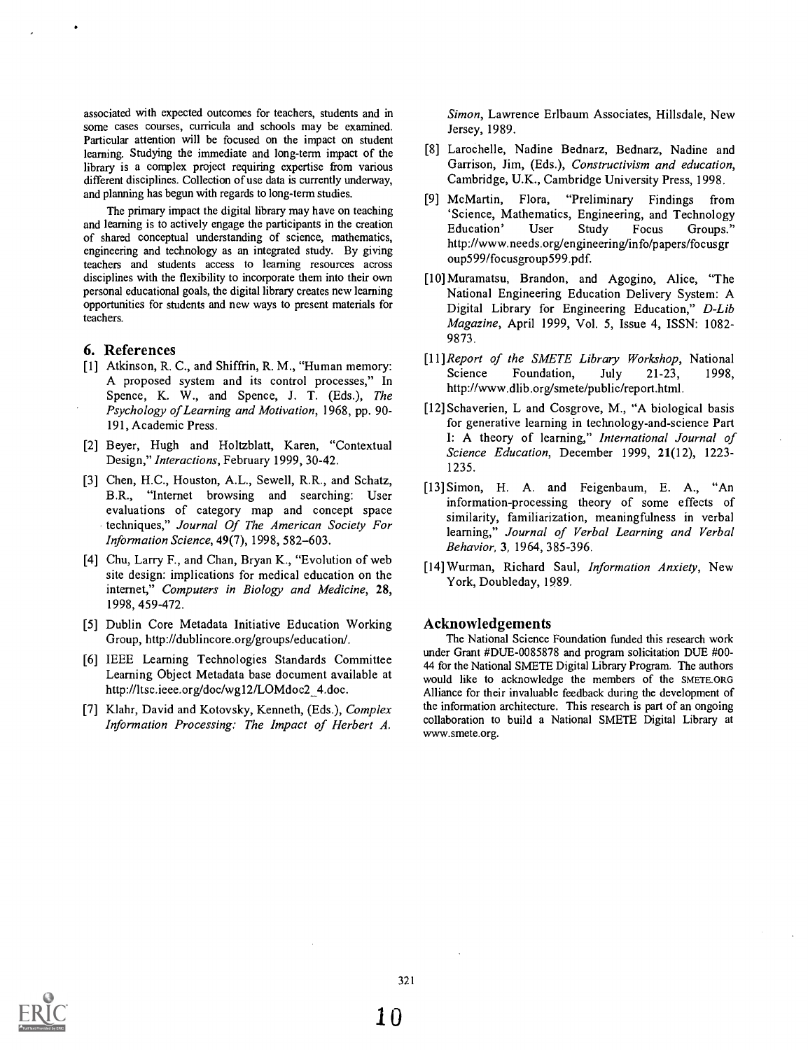associated with expected outcomes for teachers, students and in some cases courses, curricula and schools may be examined. Particular attention will be focused on the impact on student learning. Studying the immediate and long-term impact of the library is a complex project requiring expertise from various different disciplines. Collection of use data is currently underway, and planning has begun with regards to long-term studies.

The primary impact the digital library may have on teaching and learning is to actively engage the participants in the creation of shared conceptual understanding of science, mathematics, engineering and technology as an integrated study. By giving teachers and students access to learning resources across disciplines with the flexibility to incorporate them into their own personal educational goals, the digital library creates new learning opportunities for students and new ways to present materials for teachers.

## 6. References

[1] Atkinson, R. C., and Shiffrin, R. M., "Human memory: A proposed system and its control processes," In Spence, K. W., and Spence, J. T. (Eds.), *The Psychology of Learning and Motivation*, 1968, pp. 90-191, Academic Press.

[2] Beyer, Hugh and Holtzblatt, Karen, "Contextual Design," *Interactions*, February 1999, 30-42.

[3] Chen, H.C., Houston, A.L., Sewell, R.R., and Schatz, B.R., "Internet browsing and searching: User evaluations of category map and concept space techniques," *Journal Of The American Society For Information Science*, **49**(7), 1998, 582–603.

[4] Chu, Larry F., and Chan, Bryan K., "Evolution of web site design: implications for medical education on the internet," *Computers in Biology and Medicine*, **28**, 1998, 459-472.

[5] Dublin Core Metadata Initiative Education Working Group, http://dublincore.org/groups/education/.

[6] IEEE Learning Technologies Standards Committee Learning Object Metadata base document available at http://ltsc.ieee.org/doc/wg12/LOMdoc2_4.doc.

[7] Klahr, David and Kotovsky, Kenneth, (Eds.), *Complex Information Processing: The Impact of Herbert A. Simon*, Lawrence Erlbaum Associates, Hillsdale, New Jersey, 1989.

[8] Larochelle, Nadine Bednarz, Bednarz, Nadine and Garrison, Jim, (Eds.), *Constructivism and education*, Cambridge, U.K., Cambridge University Press, 1998.

[9] McMartin, Flora, "Preliminary Findings from 'Science, Mathematics, Engineering, and Technology Education' User Study Focus Groups." http://www.needs.org/engineering/info/papers/focusgroup599/focusgroup599.pdf.

[10] Muramatsu, Brandon, and Agogino, Alice, "The National Engineering Education Delivery System: A Digital Library for Engineering Education," *D-Lib Magazine*, April 1999, Vol. 5, Issue 4, ISSN: 1082-9873.

[11] *Report of the SMETE Library Workshop*, National Science Foundation, July 21-23, 1998, http://www.dlib.org/smete/public/report.html.

[12] Schaverien, L and Cosgrove, M., "A biological basis for generative learning in technology-and-science Part I: A theory of learning," *International Journal of Science Education*, December 1999, **21**(12), 1223-1235.

[13] Simon, H. A. and Feigenbaum, E. A., "An information-processing theory of some effects of similarity, familiarization, meaningfulness in verbal learning," *Journal of Verbal Learning and Verbal Behavior*, **3**, 1964, 385-396.

[14] Wurman, Richard Saul, *Information Anxiety*, New York, Doubleday, 1989.

## Acknowledgements

The National Science Foundation funded this research work under Grant #DUE-0085878 and program solicitation DUE #00-44 for the National SMETE Digital Library Program. The authors would like to acknowledge the members of the SMETE.ORG Alliance for their invaluable feedback during the development of the information architecture. This research is part of an ongoing collaboration to build a National SMETE Digital Library at www.smete.org.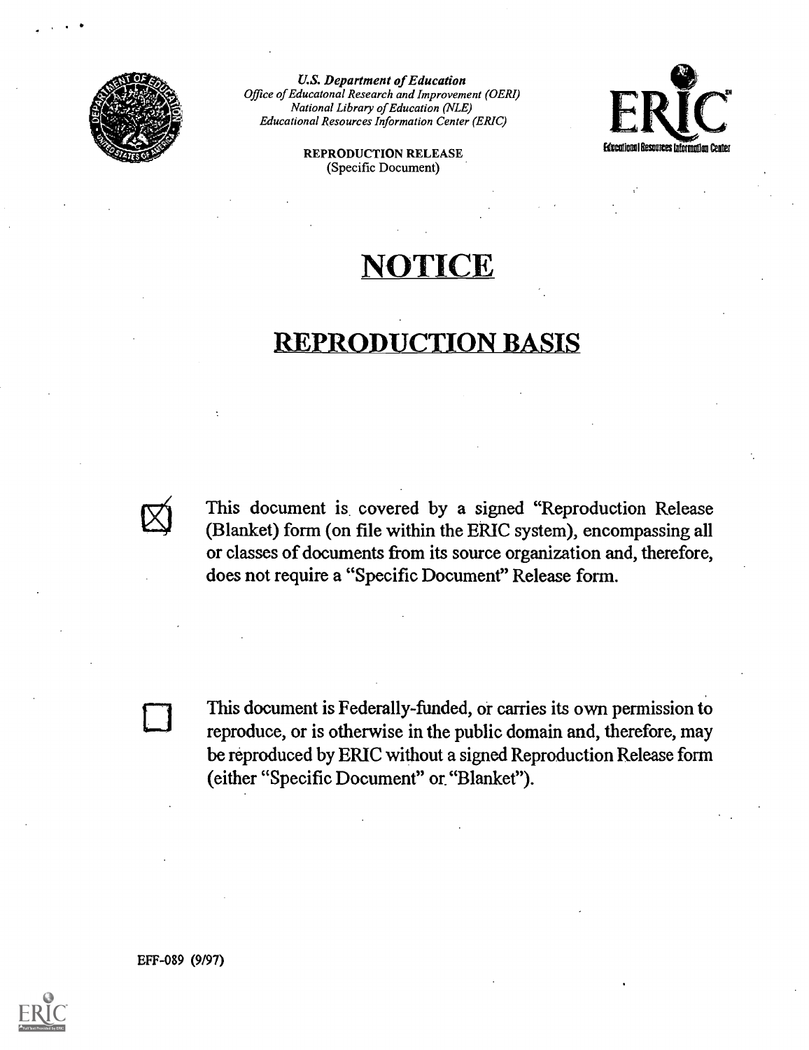*U.S. Department of Education*
*Office of Educatonal Research and Improvement (OERI)*
*National Library of Education (NLE)*
*Educational Resources Information Center (ERIC)*

**REPRODUCTION RELEASE**
(Specific Document)

# NOTICE

## REPRODUCTION BASIS

☒ This document is covered by a signed "Reproduction Release (Blanket) form (on file within the ERIC system), encompassing all or classes of documents from its source organization and, therefore, does not require a "Specific Document" Release form.

☐ This document is Federally-funded, or carries its own permission to reproduce, or is otherwise in the public domain and, therefore, may be reproduced by ERIC without a signed Reproduction Release form (either "Specific Document" or "Blanket").

EFF-089 (9/97)